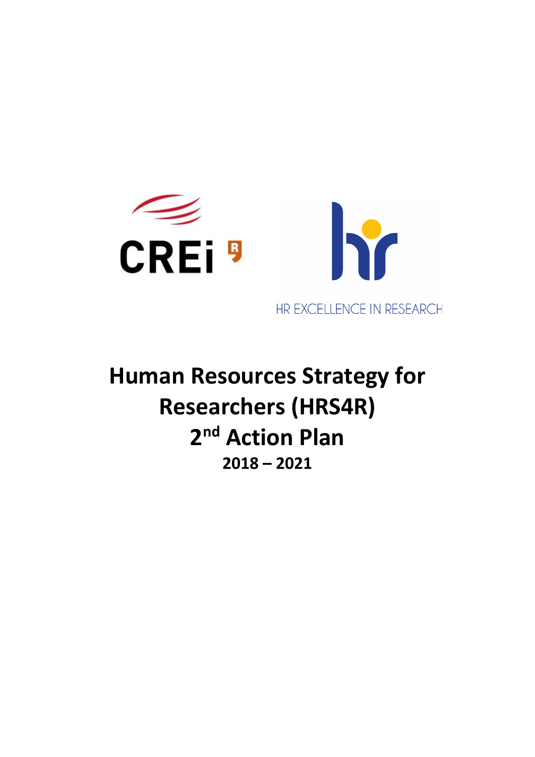CREi

HR EXCELLENCE IN RESEARCH

# Human Resources Strategy for Researchers (HRS4R)

# 2nd Action Plan

## 2018 – 2021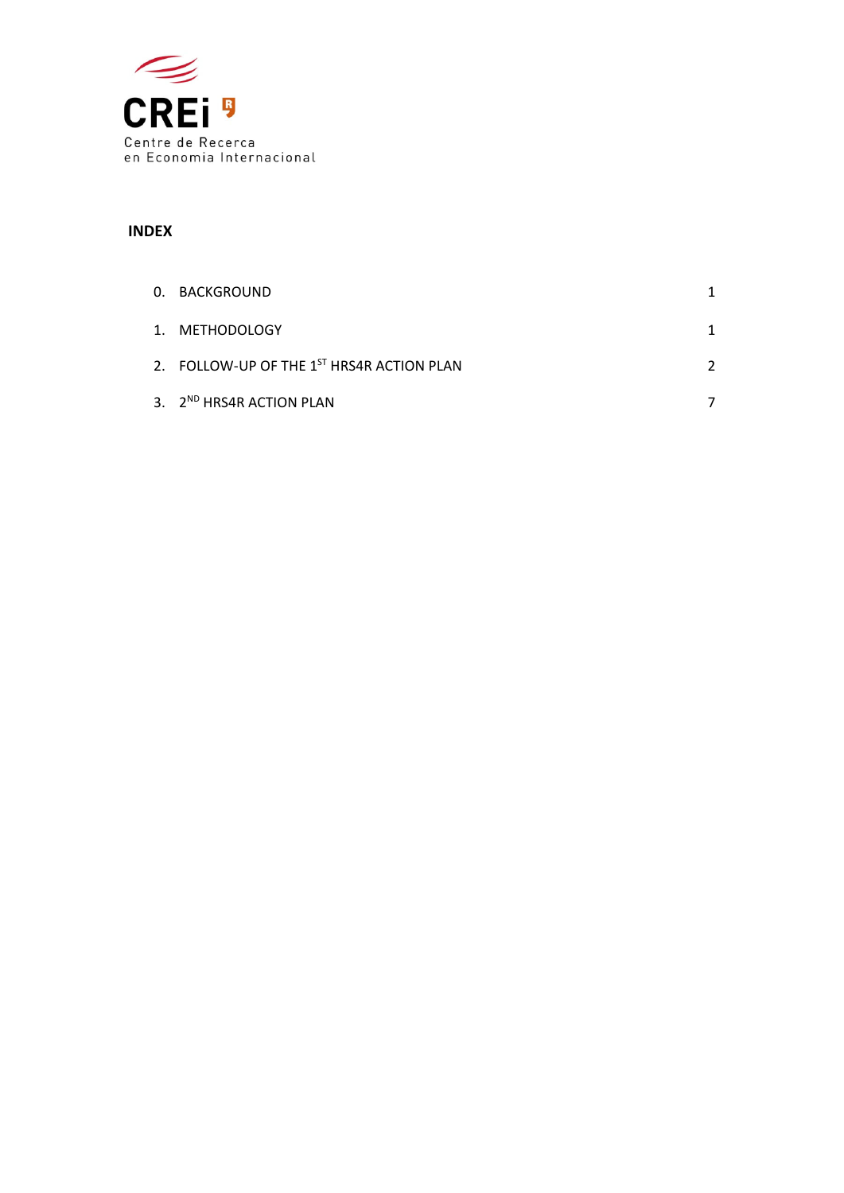CREi

Centre de Recerca en Economia Internacional

**INDEX**

| | |
|---|---|
| 0. BACKGROUND | 1 |
| 1. METHODOLOGY | 1 |
| 2. FOLLOW-UP OF THE 1ST HRS4R ACTION PLAN | 2 |
| 3. 2ND HRS4R ACTION PLAN | 7 |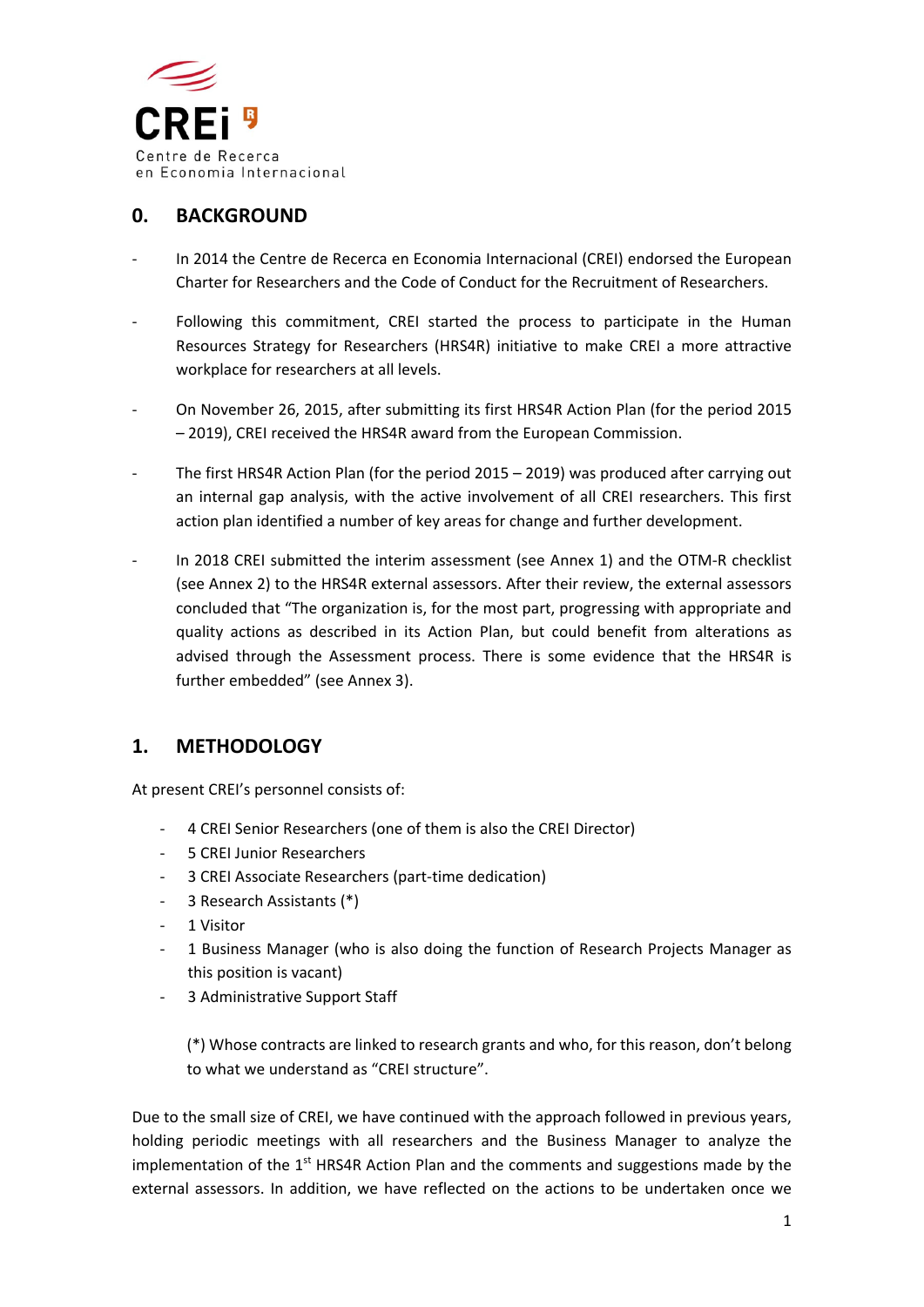## 0. BACKGROUND

- In 2014 the Centre de Recerca en Economia Internacional (CREI) endorsed the European Charter for Researchers and the Code of Conduct for the Recruitment of Researchers.

- Following this commitment, CREI started the process to participate in the Human Resources Strategy for Researchers (HRS4R) initiative to make CREI a more attractive workplace for researchers at all levels.

- On November 26, 2015, after submitting its first HRS4R Action Plan (for the period 2015 – 2019), CREI received the HRS4R award from the European Commission.

- The first HRS4R Action Plan (for the period 2015 – 2019) was produced after carrying out an internal gap analysis, with the active involvement of all CREI researchers. This first action plan identified a number of key areas for change and further development.

- In 2018 CREI submitted the interim assessment (see Annex 1) and the OTM-R checklist (see Annex 2) to the HRS4R external assessors. After their review, the external assessors concluded that "The organization is, for the most part, progressing with appropriate and quality actions as described in its Action Plan, but could benefit from alterations as advised through the Assessment process. There is some evidence that the HRS4R is further embedded" (see Annex 3).

## 1. METHODOLOGY

At present CREI's personnel consists of:

- 4 CREI Senior Researchers (one of them is also the CREI Director)
- 5 CREI Junior Researchers
- 3 CREI Associate Researchers (part-time dedication)
- 3 Research Assistants (*)
- 1 Visitor
- 1 Business Manager (who is also doing the function of Research Projects Manager as this position is vacant)
- 3 Administrative Support Staff

(*) Whose contracts are linked to research grants and who, for this reason, don't belong to what we understand as "CREI structure".

Due to the small size of CREI, we have continued with the approach followed in previous years, holding periodic meetings with all researchers and the Business Manager to analyze the implementation of the 1st HRS4R Action Plan and the comments and suggestions made by the external assessors. In addition, we have reflected on the actions to be undertaken once we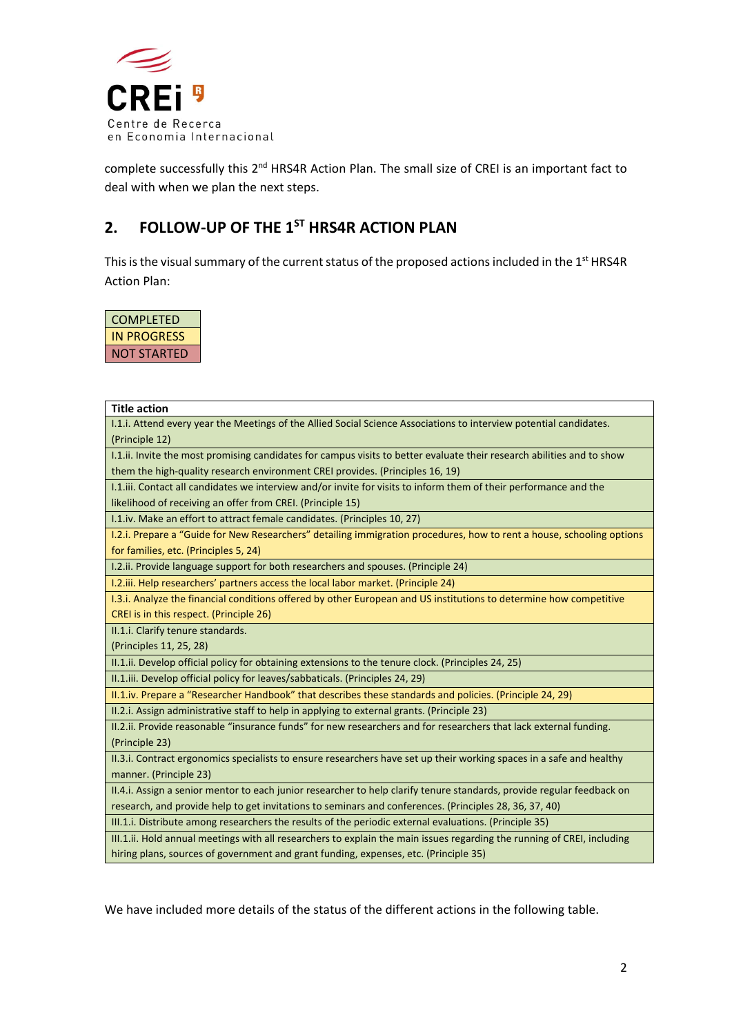complete successfully this 2nd HRS4R Action Plan. The small size of CREI is an important fact to deal with when we plan the next steps.

## 2. FOLLOW-UP OF THE 1ST HRS4R ACTION PLAN

This is the visual summary of the current status of the proposed actions included in the 1st HRS4R Action Plan:

| |
|---|
| COMPLETED |
| IN PROGRESS |
| NOT STARTED |

| Title action |
|---|
| I.1.i. Attend every year the Meetings of the Allied Social Science Associations to interview potential candidates. (Principle 12) |
| I.1.ii. Invite the most promising candidates for campus visits to better evaluate their research abilities and to show them the high-quality research environment CREI provides. (Principles 16, 19) |
| I.1.iii. Contact all candidates we interview and/or invite for visits to inform them of their performance and the likelihood of receiving an offer from CREI. (Principle 15) |
| I.1.iv. Make an effort to attract female candidates. (Principles 10, 27) |
| I.2.i. Prepare a "Guide for New Researchers" detailing immigration procedures, how to rent a house, schooling options for families, etc. (Principles 5, 24) |
| I.2.ii. Provide language support for both researchers and spouses. (Principle 24) |
| I.2.iii. Help researchers' partners access the local labor market. (Principle 24) |
| I.3.i. Analyze the financial conditions offered by other European and US institutions to determine how competitive CREI is in this respect. (Principle 26) |
| II.1.i. Clarify tenure standards. (Principles 11, 25, 28) |
| II.1.ii. Develop official policy for obtaining extensions to the tenure clock. (Principles 24, 25) |
| II.1.iii. Develop official policy for leaves/sabbaticals. (Principles 24, 29) |
| II.1.iv. Prepare a "Researcher Handbook" that describes these standards and policies. (Principle 24, 29) |
| II.2.i. Assign administrative staff to help in applying to external grants. (Principle 23) |
| II.2.ii. Provide reasonable "insurance funds" for new researchers and for researchers that lack external funding. (Principle 23) |
| II.3.i. Contract ergonomics specialists to ensure researchers have set up their working spaces in a safe and healthy manner. (Principle 23) |
| II.4.i. Assign a senior mentor to each junior researcher to help clarify tenure standards, provide regular feedback on research, and provide help to get invitations to seminars and conferences. (Principles 28, 36, 37, 40) |
| III.1.i. Distribute among researchers the results of the periodic external evaluations. (Principle 35) |
| III.1.ii. Hold annual meetings with all researchers to explain the main issues regarding the running of CREI, including hiring plans, sources of government and grant funding, expenses, etc. (Principle 35) |

We have included more details of the status of the different actions in the following table.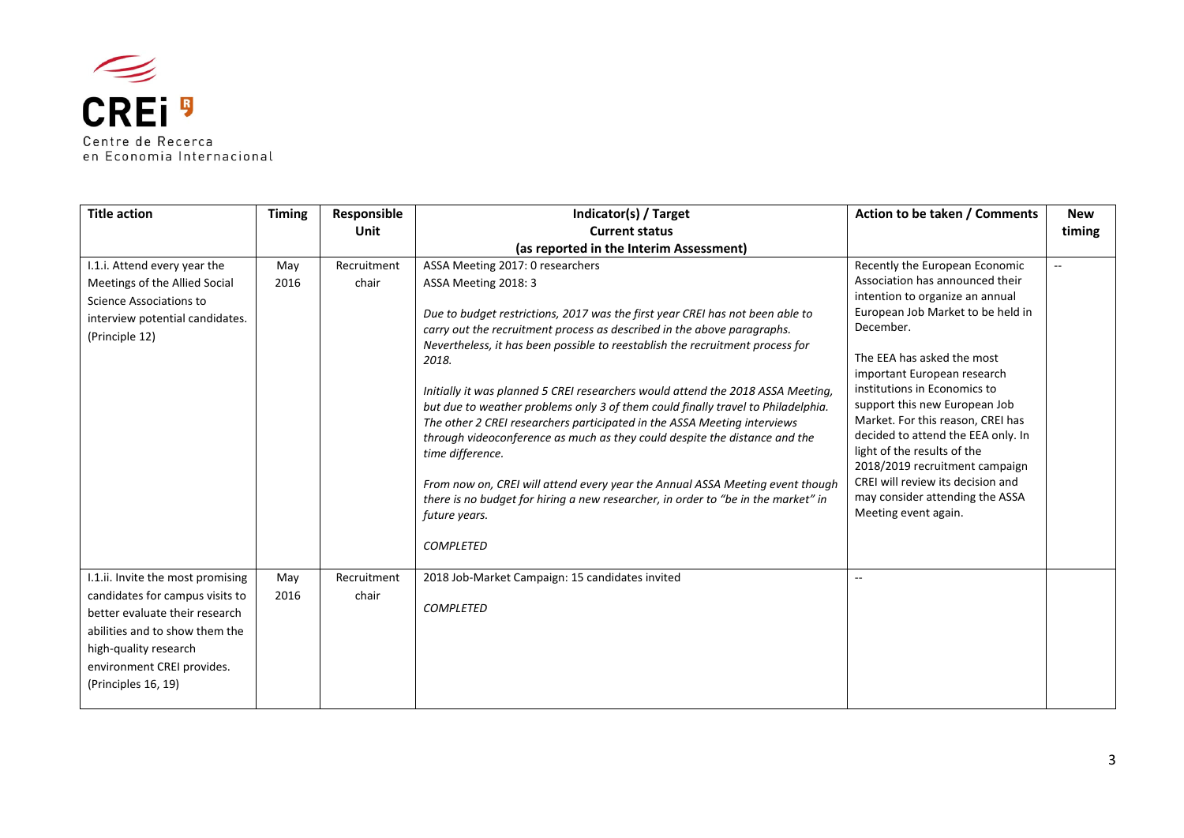| Title action | Timing | Responsible Unit | Indicator(s) / Target<br>Current status<br>(as reported in the Interim Assessment) | Action to be taken / Comments | New timing |
|---|---|---|---|---|---|
| I.1.i. Attend every year the Meetings of the Allied Social Science Associations to interview potential candidates. (Principle 12) | May 2016 | Recruitment chair | ASSA Meeting 2017: 0 researchers<br>ASSA Meeting 2018: 3<br><br>*Due to budget restrictions, 2017 was the first year CREI has not been able to carry out the recruitment process as described in the above paragraphs. Nevertheless, it has been possible to reestablish the recruitment process for 2018.*<br><br>*Initially it was planned 5 CREI researchers would attend the 2018 ASSA Meeting, but due to weather problems only 3 of them could finally travel to Philadelphia. The other 2 CREI researchers participated in the ASSA Meeting interviews through videoconference as much as they could despite the distance and the time difference.*<br><br>*From now on, CREI will attend every year the Annual ASSA Meeting event though there is no budget for hiring a new researcher, in order to "be in the market" in future years.*<br><br>*COMPLETED* | Recently the European Economic Association has announced their intention to organize an annual European Job Market to be held in December.<br><br>The EEA has asked the most important European research institutions in Economics to support this new European Job Market. For this reason, CREI has decided to attend the EEA only. In light of the results of the 2018/2019 recruitment campaign CREI will review its decision and may consider attending the ASSA Meeting event again. | -- |
| I.1.ii. Invite the most promising candidates for campus visits to better evaluate their research abilities and to show them the high-quality research environment CREI provides. (Principles 16, 19) | May 2016 | Recruitment chair | 2018 Job-Market Campaign: 15 candidates invited<br><br>*COMPLETED* | -- | |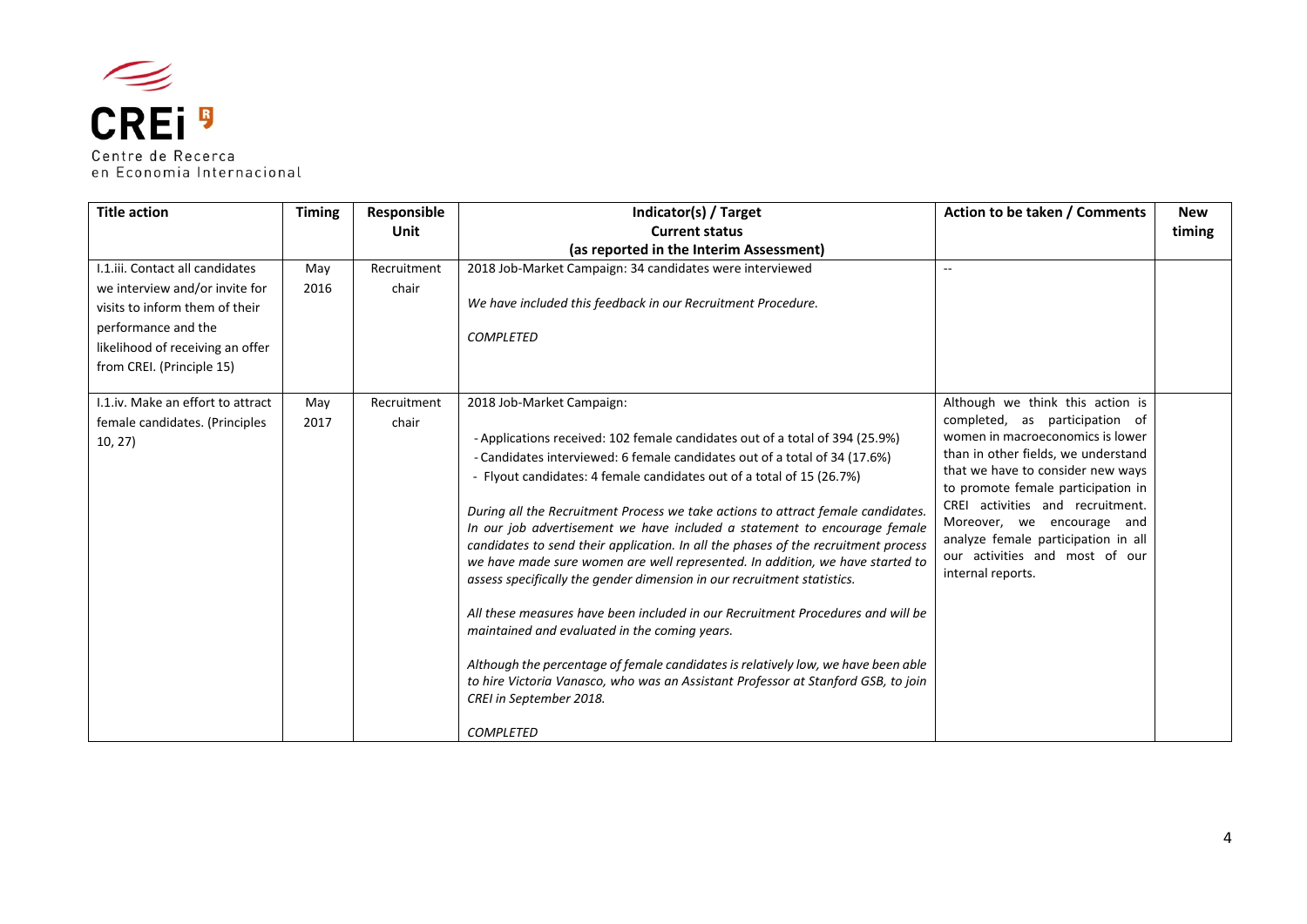| Title action | Timing | Responsible Unit | Indicator(s) / Target<br>Current status<br>(as reported in the Interim Assessment) | Action to be taken / Comments | New timing |
| --- | --- | --- | --- | --- | --- |
| I.1.iii. Contact all candidates we interview and/or invite for visits to inform them of their performance and the likelihood of receiving an offer from CREI. (Principle 15) | May 2016 | Recruitment chair | 2018 Job-Market Campaign: 34 candidates were interviewed<br><br>*We have included this feedback in our Recruitment Procedure.*<br><br>*COMPLETED* | -- | |
| I.1.iv. Make an effort to attract female candidates. (Principles 10, 27) | May 2017 | Recruitment chair | 2018 Job-Market Campaign:<br><br>- Applications received: 102 female candidates out of a total of 394 (25.9%)<br>- Candidates interviewed: 6 female candidates out of a total of 34 (17.6%)<br>- Flyout candidates: 4 female candidates out of a total of 15 (26.7%)<br><br>*During all the Recruitment Process we take actions to attract female candidates. In our job advertisement we have included a statement to encourage female candidates to send their application. In all the phases of the recruitment process we have made sure women are well represented. In addition, we have started to assess specifically the gender dimension in our recruitment statistics.*<br><br>*All these measures have been included in our Recruitment Procedures and will be maintained and evaluated in the coming years.*<br><br>*Although the percentage of female candidates is relatively low, we have been able to hire Victoria Vanasco, who was an Assistant Professor at Stanford GSB, to join CREI in September 2018.*<br><br>*COMPLETED* | Although we think this action is completed, as participation of women in macroeconomics is lower than in other fields, we understand that we have to consider new ways to promote female participation in CREI activities and recruitment. Moreover, we encourage and analyze female participation in all our activities and most of our internal reports. | |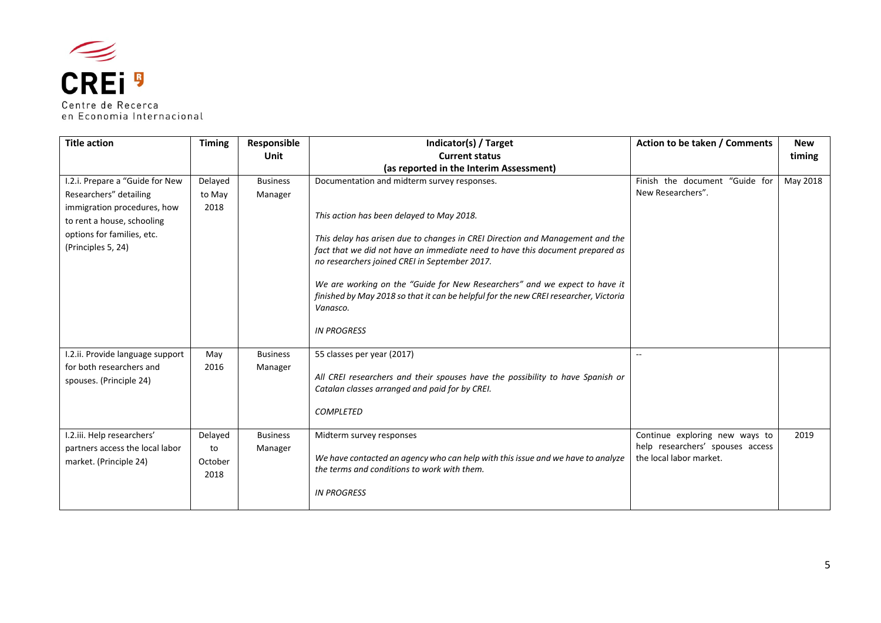| Title action | Timing | Responsible Unit | Indicator(s) / Target<br>Current status<br>(as reported in the Interim Assessment) | Action to be taken / Comments | New timing |
|---|---|---|---|---|---|
| I.2.i. Prepare a "Guide for New Researchers" detailing immigration procedures, how to rent a house, schooling options for families, etc. (Principles 5, 24) | Delayed to May 2018 | Business Manager | Documentation and midterm survey responses.<br><br>*This action has been delayed to May 2018.*<br><br>*This delay has arisen due to changes in CREI Direction and Management and the fact that we did not have an immediate need to have this document prepared as no researchers joined CREI in September 2017.*<br><br>*We are working on the "Guide for New Researchers" and we expect to have it finished by May 2018 so that it can be helpful for the new CREI researcher, Victoria Vanasco.*<br><br>*IN PROGRESS* | Finish the document "Guide for New Researchers". | May 2018 |
| I.2.ii. Provide language support for both researchers and spouses. (Principle 24) | May 2016 | Business Manager | 55 classes per year (2017)<br><br>*All CREI researchers and their spouses have the possibility to have Spanish or Catalan classes arranged and paid for by CREI.*<br><br>*COMPLETED* | -- | |
| I.2.iii. Help researchers' partners access the local labor market. (Principle 24) | Delayed to October 2018 | Business Manager | Midterm survey responses<br><br>*We have contacted an agency who can help with this issue and we have to analyze the terms and conditions to work with them.*<br><br>*IN PROGRESS* | Continue exploring new ways to help researchers' spouses access the local labor market. | 2019 |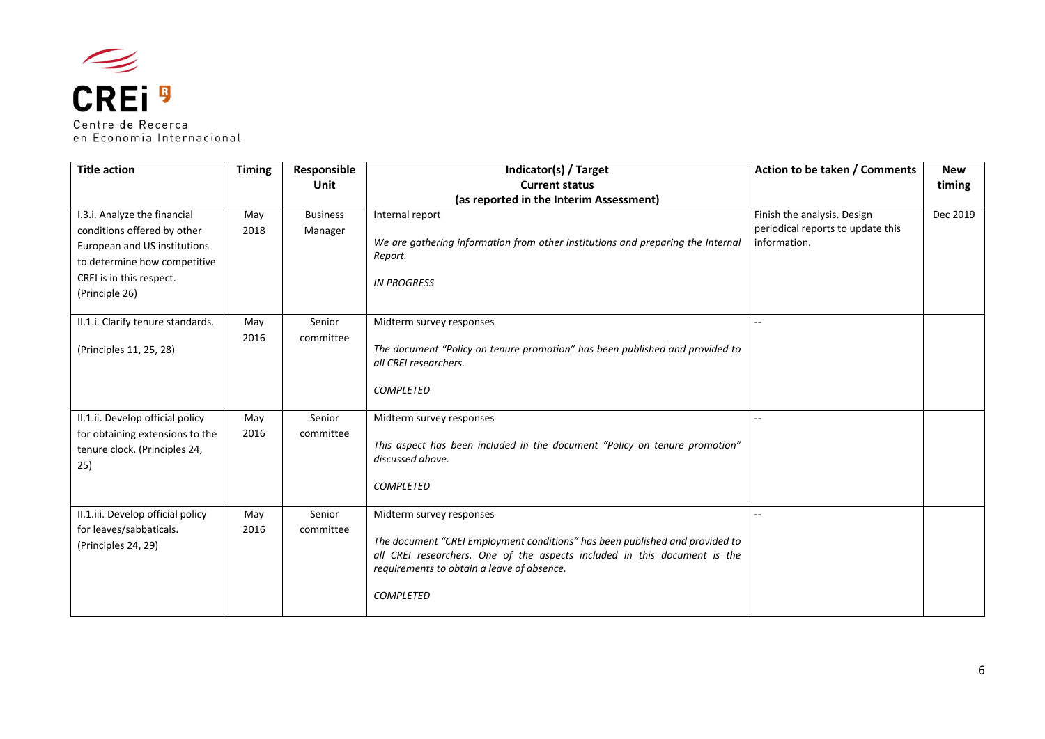| Title action | Timing | Responsible Unit | Indicator(s) / Target<br>Current status<br>(as reported in the Interim Assessment) | Action to be taken / Comments | New timing |
| --- | --- | --- | --- | --- | --- |
| I.3.i. Analyze the financial conditions offered by other European and US institutions to determine how competitive CREI is in this respect. (Principle 26) | May 2018 | Business Manager | Internal report<br><br>*We are gathering information from other institutions and preparing the Internal Report.*<br><br>*IN PROGRESS* | Finish the analysis. Design periodical reports to update this information. | Dec 2019 |
| II.1.i. Clarify tenure standards.<br><br>(Principles 11, 25, 28) | May 2016 | Senior committee | Midterm survey responses<br><br>*The document "Policy on tenure promotion" has been published and provided to all CREI researchers.*<br><br>*COMPLETED* | -- | |
| II.1.ii. Develop official policy for obtaining extensions to the tenure clock. (Principles 24, 25) | May 2016 | Senior committee | Midterm survey responses<br><br>*This aspect has been included in the document "Policy on tenure promotion" discussed above.*<br><br>*COMPLETED* | -- | |
| II.1.iii. Develop official policy for leaves/sabbaticals. (Principles 24, 29) | May 2016 | Senior committee | Midterm survey responses<br><br>*The document "CREI Employment conditions" has been published and provided to all CREI researchers. One of the aspects included in this document is the requirements to obtain a leave of absence.*<br><br>*COMPLETED* | -- | |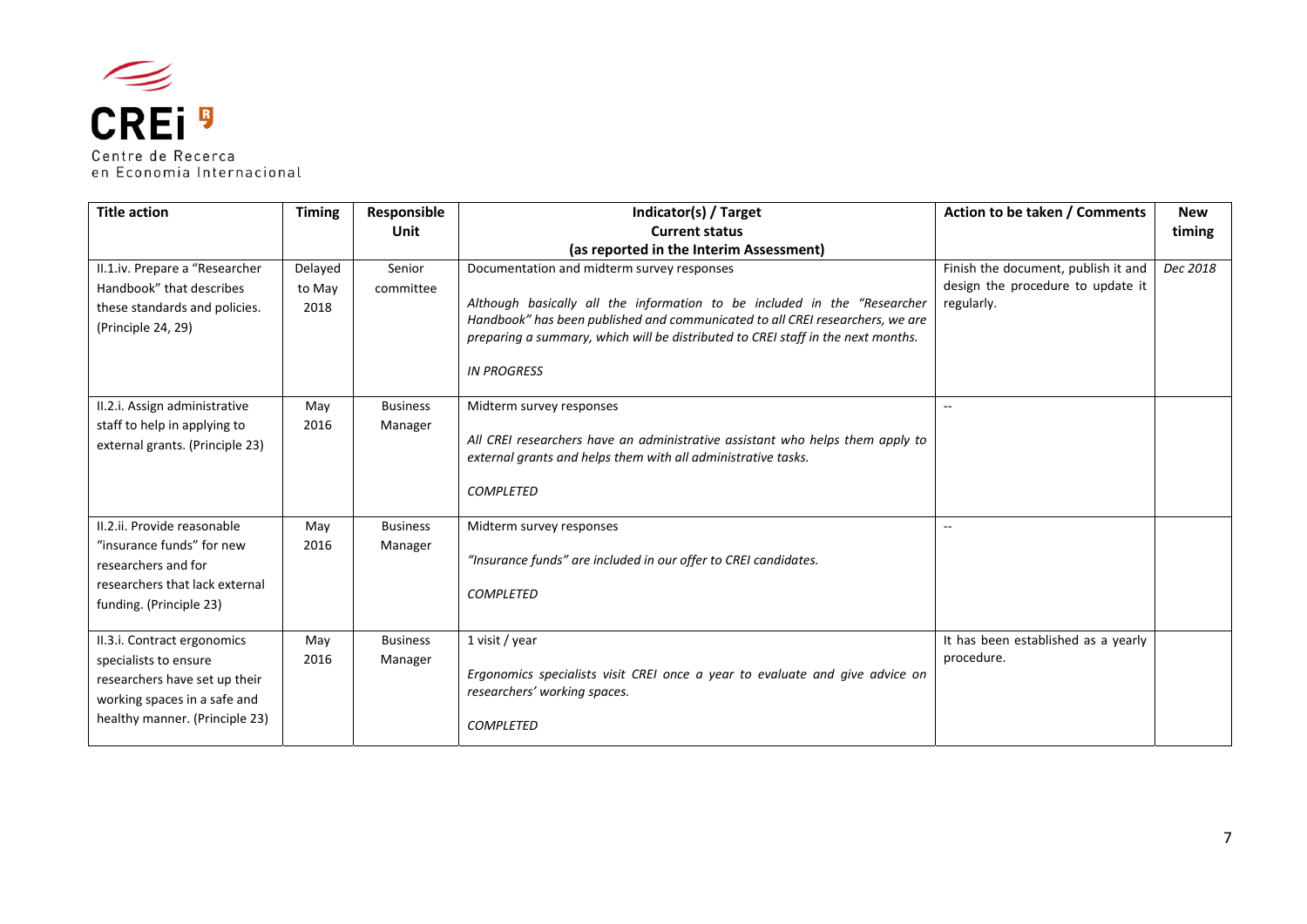| Title action | Timing | Responsible Unit | Indicator(s) / Target<br>Current status<br>(as reported in the Interim Assessment) | Action to be taken / Comments | New timing |
|---|---|---|---|---|---|
| II.1.iv. Prepare a “Researcher Handbook” that describes these standards and policies. (Principle 24, 29) | Delayed to May 2018 | Senior committee | Documentation and midterm survey responses<br><br>*Although basically all the information to be included in the “Researcher Handbook” has been published and communicated to all CREI researchers, we are preparing a summary, which will be distributed to CREI staff in the next months.*<br><br>*IN PROGRESS* | Finish the document, publish it and design the procedure to update it regularly. | *Dec 2018* |
| II.2.i. Assign administrative staff to help in applying to external grants. (Principle 23) | May 2016 | Business Manager | Midterm survey responses<br><br>*All CREI researchers have an administrative assistant who helps them apply to external grants and helps them with all administrative tasks.*<br><br>*COMPLETED* | -- | |
| II.2.ii. Provide reasonable “insurance funds” for new researchers and for researchers that lack external funding. (Principle 23) | May 2016 | Business Manager | Midterm survey responses<br><br>*“Insurance funds” are included in our offer to CREI candidates.*<br><br>*COMPLETED* | -- | |
| II.3.i. Contract ergonomics specialists to ensure researchers have set up their working spaces in a safe and healthy manner. (Principle 23) | May 2016 | Business Manager | 1 visit / year<br><br>*Ergonomics specialists visit CREI once a year to evaluate and give advice on researchers’ working spaces.*<br><br>*COMPLETED* | It has been established as a yearly procedure. | |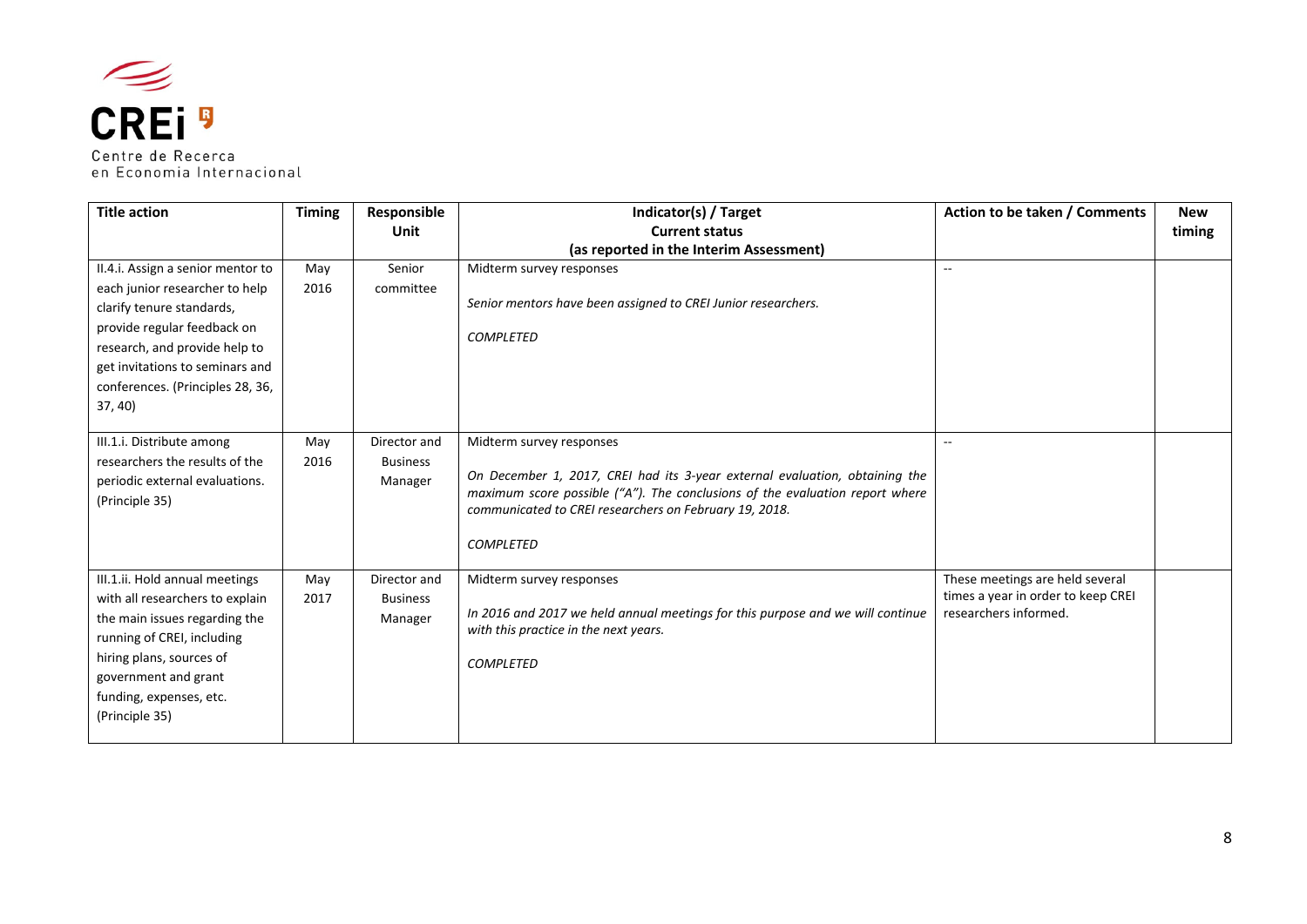| Title action | Timing | Responsible Unit | Indicator(s) / Target<br>Current status<br>(as reported in the Interim Assessment) | Action to be taken / Comments | New timing |
|---|---|---|---|---|---|
| II.4.i. Assign a senior mentor to each junior researcher to help clarify tenure standards, provide regular feedback on research, and provide help to get invitations to seminars and conferences. (Principles 28, 36, 37, 40) | May 2016 | Senior committee | Midterm survey responses<br><br>*Senior mentors have been assigned to CREI Junior researchers.*<br><br>*COMPLETED* | -- | |
| III.1.i. Distribute among researchers the results of the periodic external evaluations. (Principle 35) | May 2016 | Director and Business Manager | Midterm survey responses<br><br>*On December 1, 2017, CREI had its 3-year external evaluation, obtaining the maximum score possible ("A"). The conclusions of the evaluation report where communicated to CREI researchers on February 19, 2018.*<br><br>*COMPLETED* | -- | |
| III.1.ii. Hold annual meetings with all researchers to explain the main issues regarding the running of CREI, including hiring plans, sources of government and grant funding, expenses, etc. (Principle 35) | May 2017 | Director and Business Manager | Midterm survey responses<br><br>*In 2016 and 2017 we held annual meetings for this purpose and we will continue with this practice in the next years.*<br><br>*COMPLETED* | These meetings are held several times a year in order to keep CREI researchers informed. | |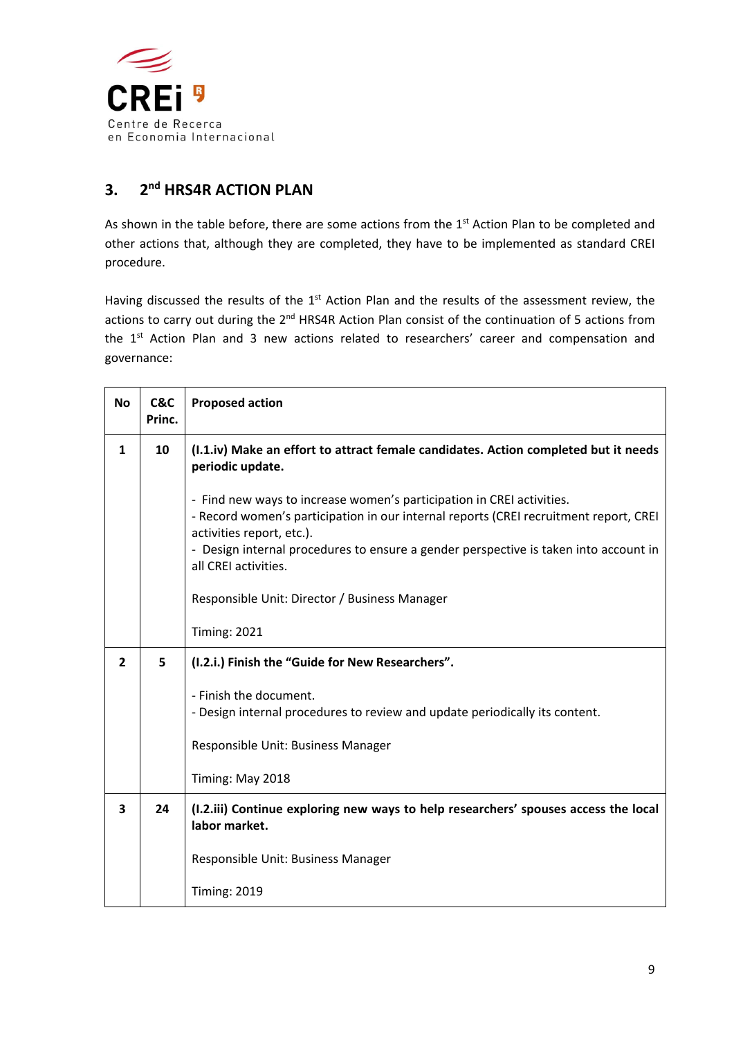## 3. 2[nd] HRS4R ACTION PLAN

As shown in the table before, there are some actions from the 1[st] Action Plan to be completed and other actions that, although they are completed, they have to be implemented as standard CREI procedure.

Having discussed the results of the 1[st] Action Plan and the results of the assessment review, the actions to carry out during the 2[nd] HRS4R Action Plan consist of the continuation of 5 actions from the 1[st] Action Plan and 3 new actions related to researchers' career and compensation and governance:

| No | C&C Princ. | Proposed action |
|---|---|---|
| 1 | 10 | **(I.1.iv) Make an effort to attract female candidates. Action completed but it needs periodic update.**<br><br>- Find new ways to increase women's participation in CREI activities.<br>- Record women's participation in our internal reports (CREI recruitment report, CREI activities report, etc.).<br>- Design internal procedures to ensure a gender perspective is taken into account in all CREI activities.<br><br>Responsible Unit: Director / Business Manager<br><br>Timing: 2021 |
| 2 | 5 | **(I.2.i.) Finish the "Guide for New Researchers".**<br><br>- Finish the document.<br>- Design internal procedures to review and update periodically its content.<br><br>Responsible Unit: Business Manager<br><br>Timing: May 2018 |
| 3 | 24 | **(I.2.iii) Continue exploring new ways to help researchers' spouses access the local labor market.**<br><br>Responsible Unit: Business Manager<br><br>Timing: 2019 |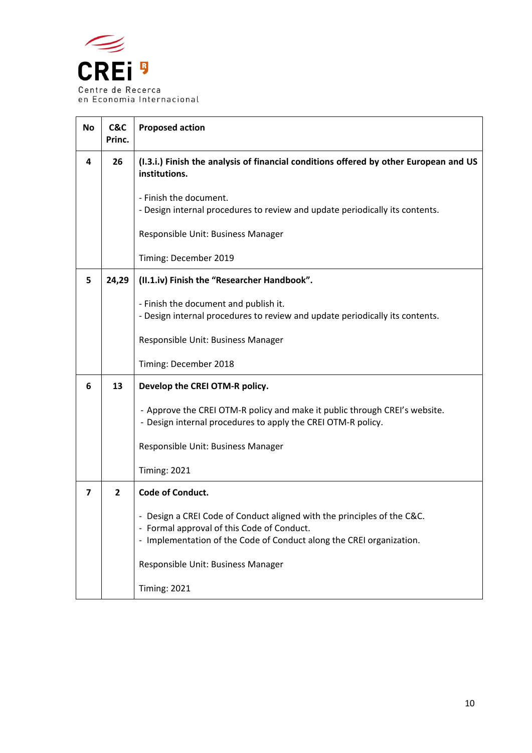| No | C&C Princ. | Proposed action |
|---|---|---|
| **4** | **26** | **(I.3.i.) Finish the analysis of financial conditions offered by other European and US institutions.**<br><br>- Finish the document.<br>- Design internal procedures to review and update periodically its contents.<br><br>Responsible Unit: Business Manager<br><br>Timing: December 2019 |
| **5** | **24,29** | **(II.1.iv) Finish the "Researcher Handbook".**<br><br>- Finish the document and publish it.<br>- Design internal procedures to review and update periodically its contents.<br><br>Responsible Unit: Business Manager<br><br>Timing: December 2018 |
| **6** | **13** | **Develop the CREI OTM-R policy.**<br><br>- Approve the CREI OTM-R policy and make it public through CREI's website.<br>- Design internal procedures to apply the CREI OTM-R policy.<br><br>Responsible Unit: Business Manager<br><br>Timing: 2021 |
| **7** | **2** | **Code of Conduct.**<br><br>- Design a CREI Code of Conduct aligned with the principles of the C&C.<br>- Formal approval of this Code of Conduct.<br>- Implementation of the Code of Conduct along the CREI organization.<br><br>Responsible Unit: Business Manager<br><br>Timing: 2021 |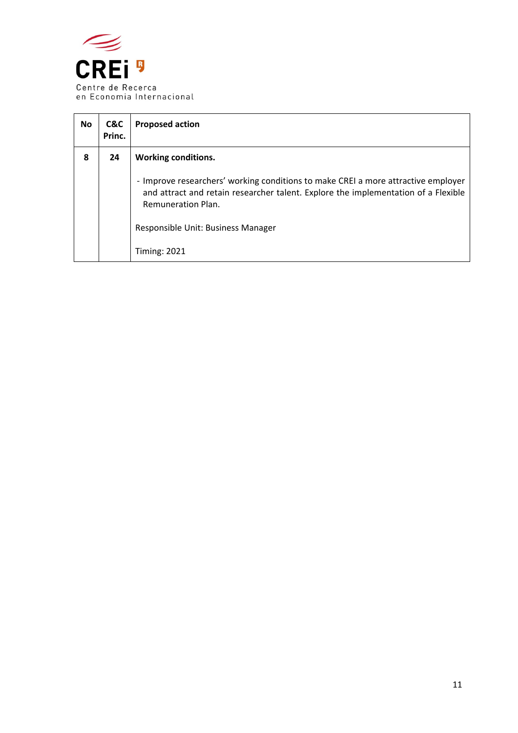CREi

Centre de Recerca en Economia Internacional

| No | C&C Princ. | Proposed action |
|---|---|---|
| 8 | 24 | **Working conditions.**<br><br>- Improve researchers' working conditions to make CREI a more attractive employer and attract and retain researcher talent. Explore the implementation of a Flexible Remuneration Plan.<br><br>Responsible Unit: Business Manager<br><br>Timing: 2021 |